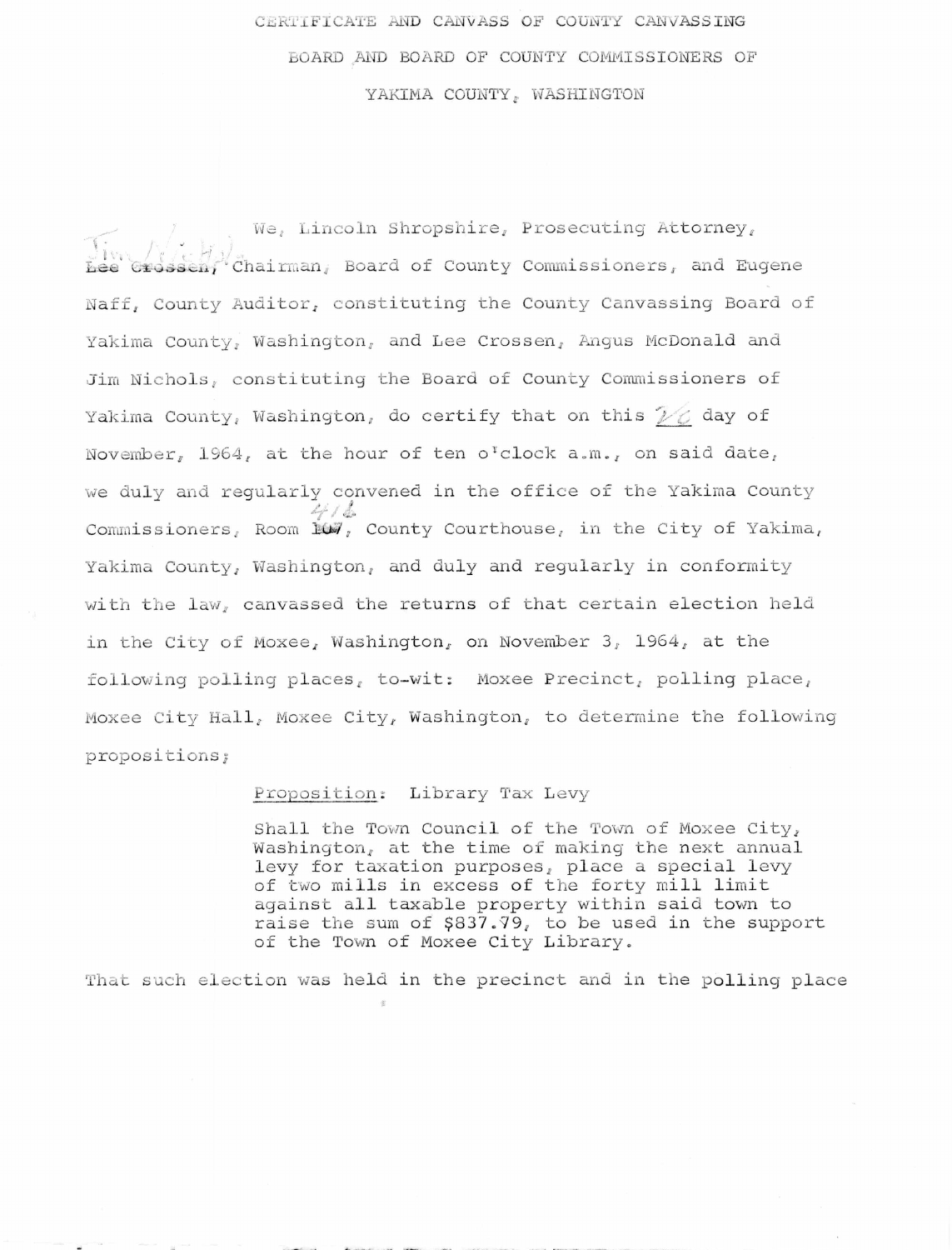# CERTIFICATE AND CANVASS OF COUNTY CANVASSING BOARD AND BOARD OF COUNTY COMMISSIONERS OF YAKIMA COUNTY, WASHINGTON

We, Lincoln Shropshire, Prosecuting Attorney, ~~Lee Crossen~~ Jim Nichols, Chairman, Board of County Commissioners, and Eugene Naff, County Auditor, constituting the County Canvassing Board of Yakima County, Washington, and Lee Crossen, Angus McDonald and Jim Nichols, constituting the Board of County Commissioners of Yakima County, Washington, do certify that on this 26 day of November, 1964, at the hour of ten o'clock a.m., on said date, we duly and regularly convened in the office of the Yakima County Commissioners, Room ~~107~~ 416, County Courthouse, in the City of Yakima, Yakima County, Washington, and duly and regularly in conformity with the law, canvassed the returns of that certain election held in the City of Moxee, Washington, on November 3, 1964, at the following polling places, to-wit: Moxee Precinct, polling place, Moxee City Hall, Moxee City, Washington, to determine the following propositions;

> Proposition: Library Tax Levy
>
> Shall the Town Council of the Town of Moxee City, Washington, at the time of making the next annual levy for taxation purposes, place a special levy of two mills in excess of the forty mill limit against all taxable property within said town to raise the sum of $837.79, to be used in the support of the Town of Moxee City Library.

That such election was held in the precinct and in the polling place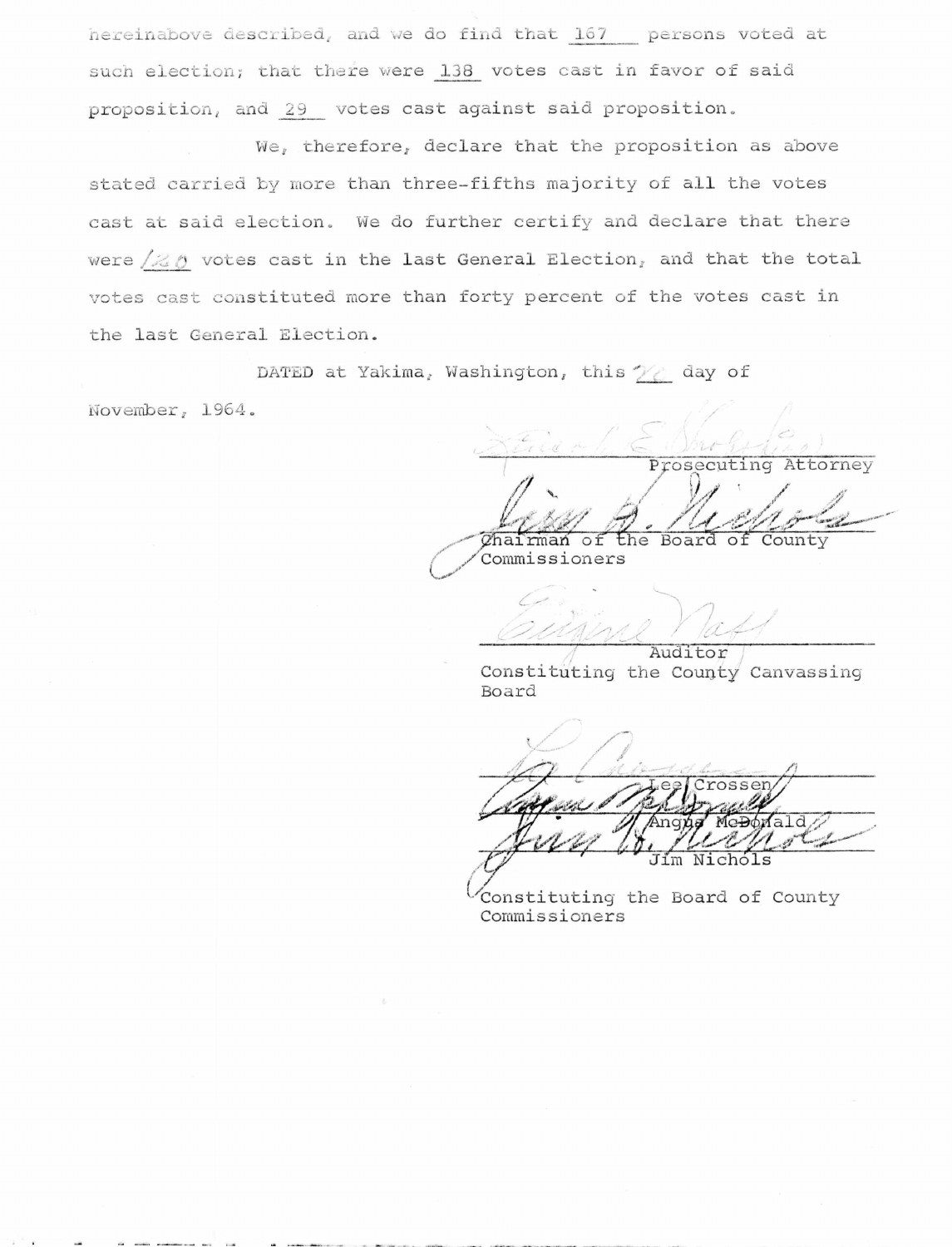hereinabove described, and we do find that 167 persons voted at such election; that there were 138 votes cast in favor of said proposition, and 29 votes cast against said proposition.

We, therefore, declare that the proposition as above stated carried by more than three-fifths majority of all the votes cast at said election. We do further certify and declare that there were 120 votes cast in the last General Election, and that the total votes cast constituted more than forty percent of the votes cast in the last General Election.

DATED at Yakima, Washington, this 22 day of November, 1964.

Prosecuting Attorney

Chairman of the Board of County Commissioners

Auditor

Constituting the County Canvassing Board

Lee Crossen

Angus McDonald

Jim Nichols

Constituting the Board of County Commissioners